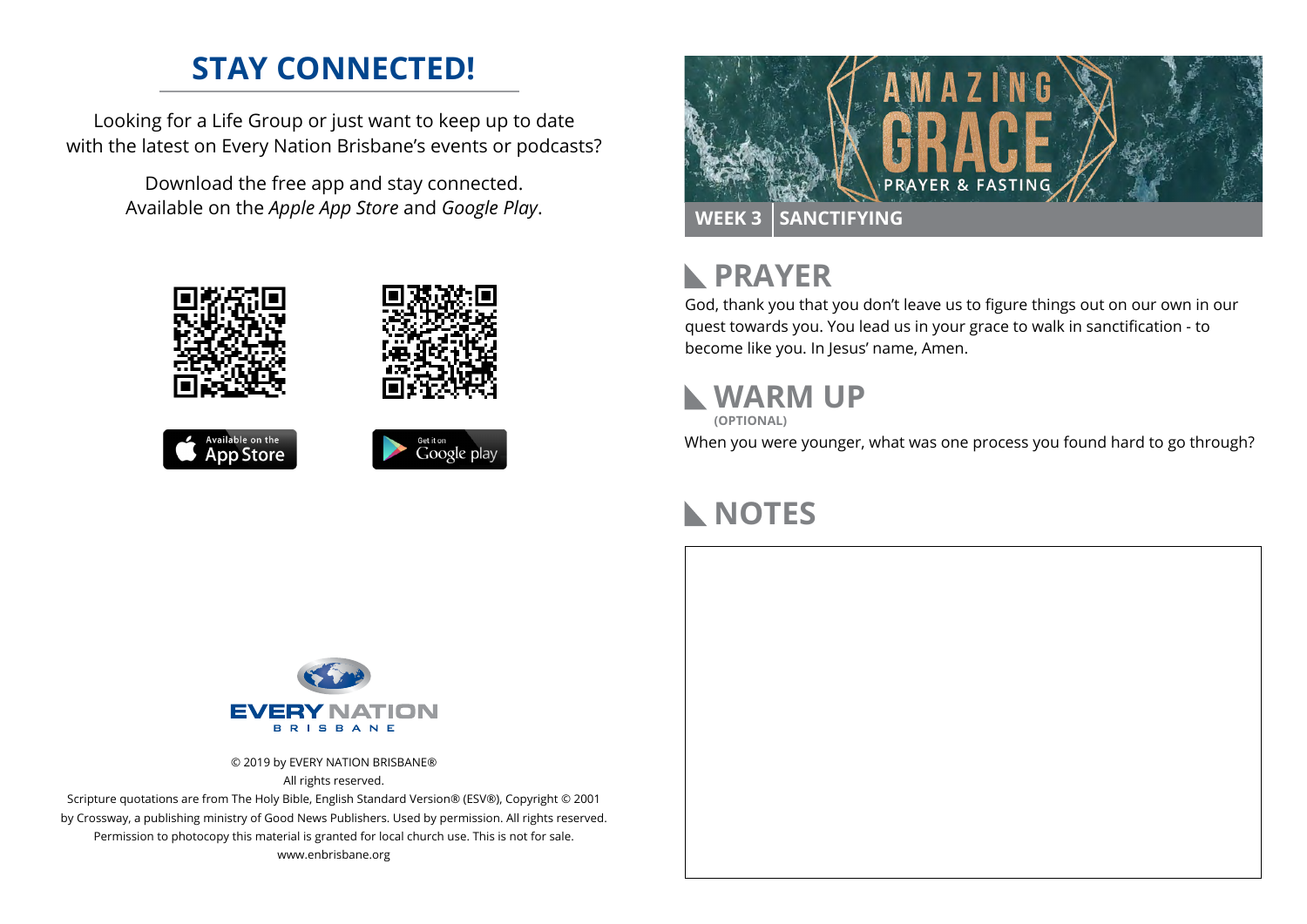## STAY CONNECTED!

Looking for a Life Group or just want to keep up to date with the latest on Every Nation Brisbane's events or podcasts?

Download the free app and stay connected. Available on the *Apple App Store* and *Google Play*.

Available on the App Store

Get it on Google play

EVERY NATION BRISBANE

© 2019 by EVERY NATION BRISBANE®
All rights reserved.
Scripture quotations are from The Holy Bible, English Standard Version® (ESV®), Copyright © 2001 by Crossway, a publishing ministry of Good News Publishers. Used by permission. All rights reserved.
Permission to photocopy this material is granted for local church use. This is not for sale.
www.enbrisbane.org

# AMAZING GRACE
PRAYER & FASTING

**WEEK 3 | SANCTIFYING**

## PRAYER

God, thank you that you don't leave us to figure things out on our own in our quest towards you. You lead us in your grace to walk in sanctification - to become like you. In Jesus' name, Amen.

## WARM UP

**(OPTIONAL)**

When you were younger, what was one process you found hard to go through?

## NOTES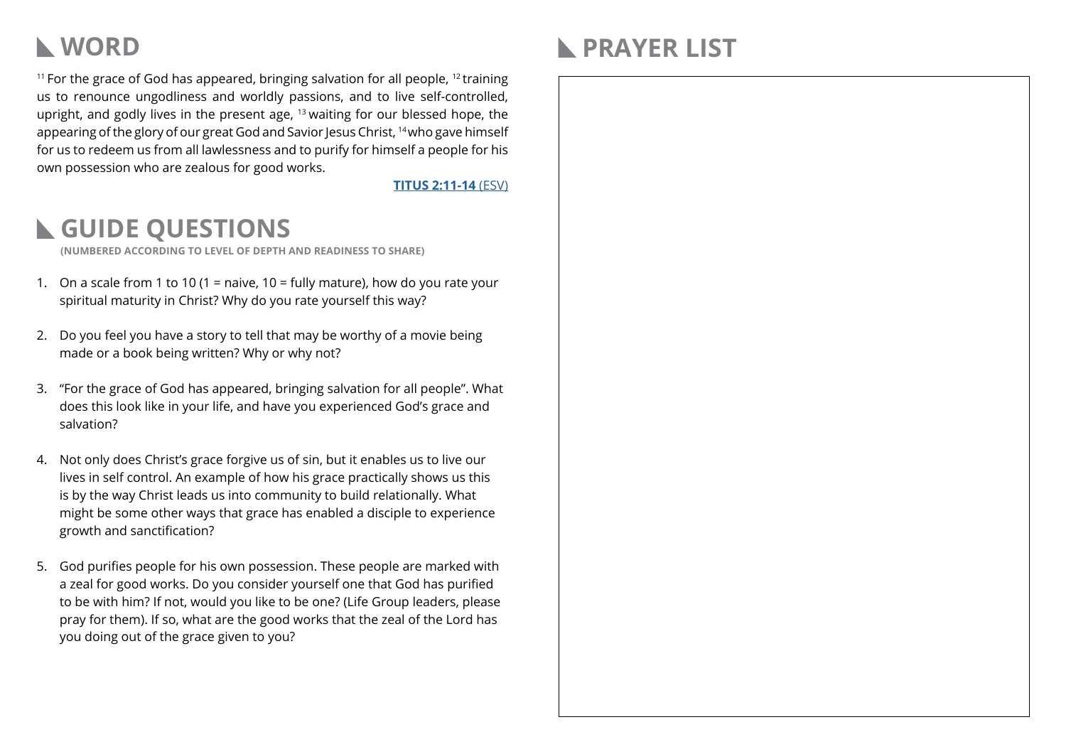## WORD

[11] For the grace of God has appeared, bringing salvation for all people, [12] training us to renounce ungodliness and worldly passions, and to live self-controlled, upright, and godly lives in the present age, [13] waiting for our blessed hope, the appearing of the glory of our great God and Savior Jesus Christ, [14] who gave himself for us to redeem us from all lawlessness and to purify for himself a people for his own possession who are zealous for good works.

**TITUS 2:11-14** (ESV)

## GUIDE QUESTIONS

**(NUMBERED ACCORDING TO LEVEL OF DEPTH AND READINESS TO SHARE)**

1. On a scale from 1 to 10 (1 = naive, 10 = fully mature), how do you rate your spiritual maturity in Christ? Why do you rate yourself this way?

2. Do you feel you have a story to tell that may be worthy of a movie being made or a book being written? Why or why not?

3. "For the grace of God has appeared, bringing salvation for all people". What does this look like in your life, and have you experienced God's grace and salvation?

4. Not only does Christ's grace forgive us of sin, but it enables us to live our lives in self control. An example of how his grace practically shows us this is by the way Christ leads us into community to build relationally. What might be some other ways that grace has enabled a disciple to experience growth and sanctification?

5. God purifies people for his own possession. These people are marked with a zeal for good works. Do you consider yourself one that God has purified to be with him? If not, would you like to be one? (Life Group leaders, please pray for them). If so, what are the good works that the zeal of the Lord has you doing out of the grace given to you?

## PRAYER LIST